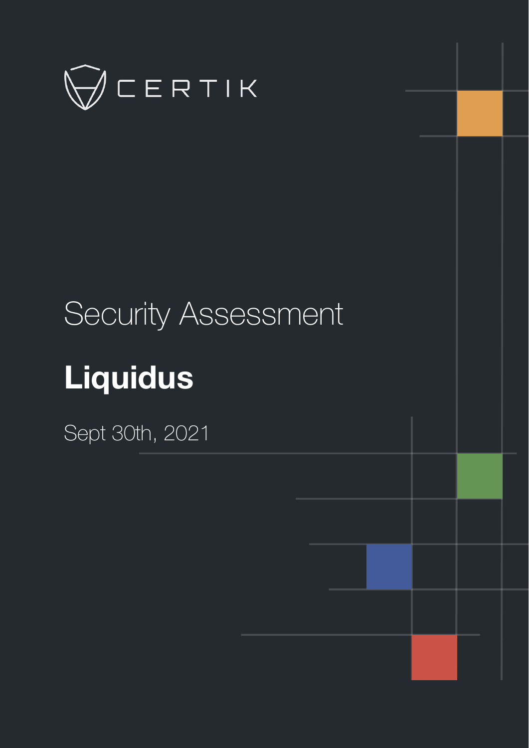CERTIK

# Security Assessment

## Liquidus

Sept 30th, 2021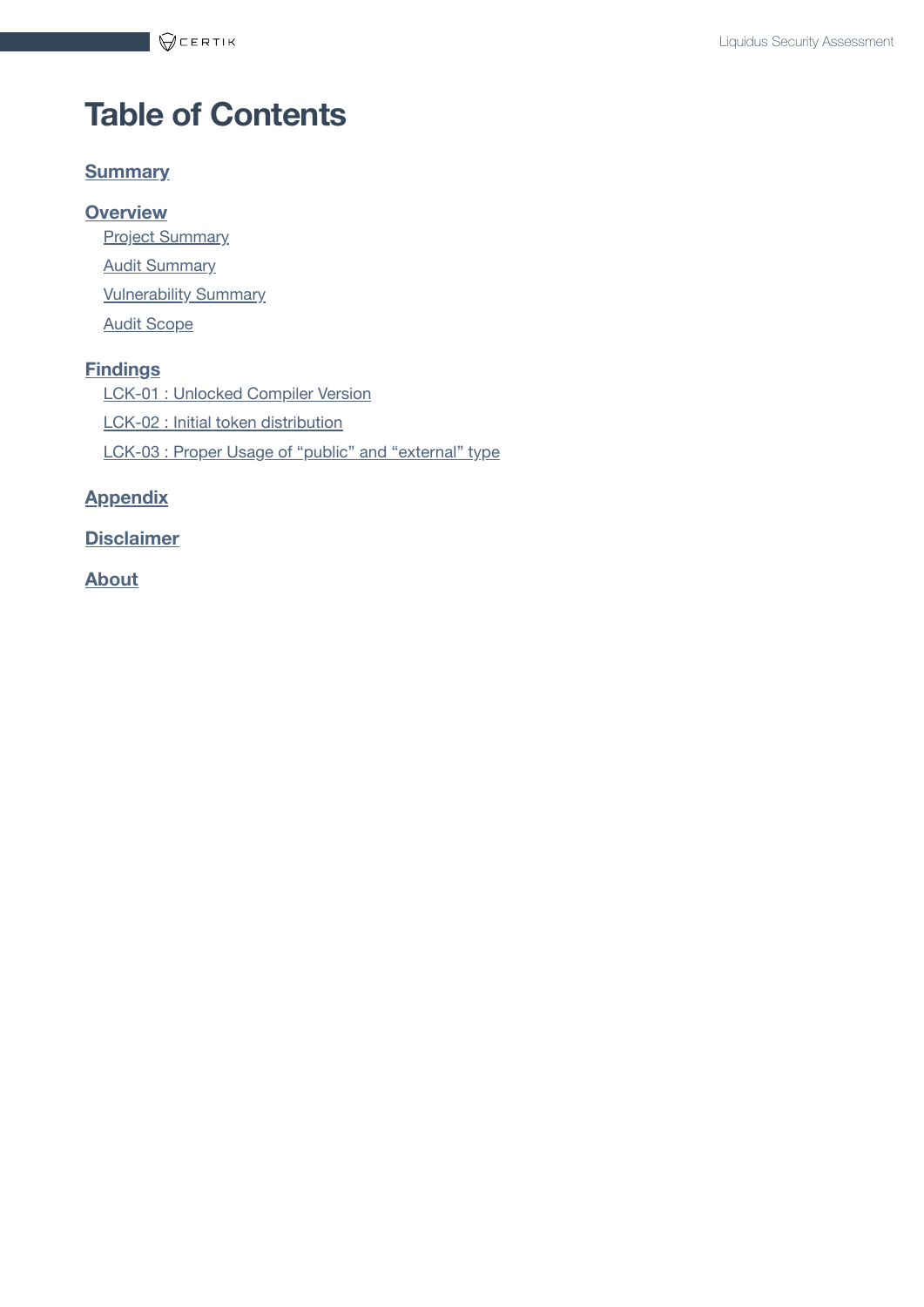# Table of Contents

**Summary**

**Overview**

- Project Summary
- Audit Summary
- Vulnerability Summary
- Audit Scope

**Findings**

- LCK-01 : Unlocked Compiler Version
- LCK-02 : Initial token distribution
- LCK-03 : Proper Usage of "public" and "external" type

**Appendix**

**Disclaimer**

**About**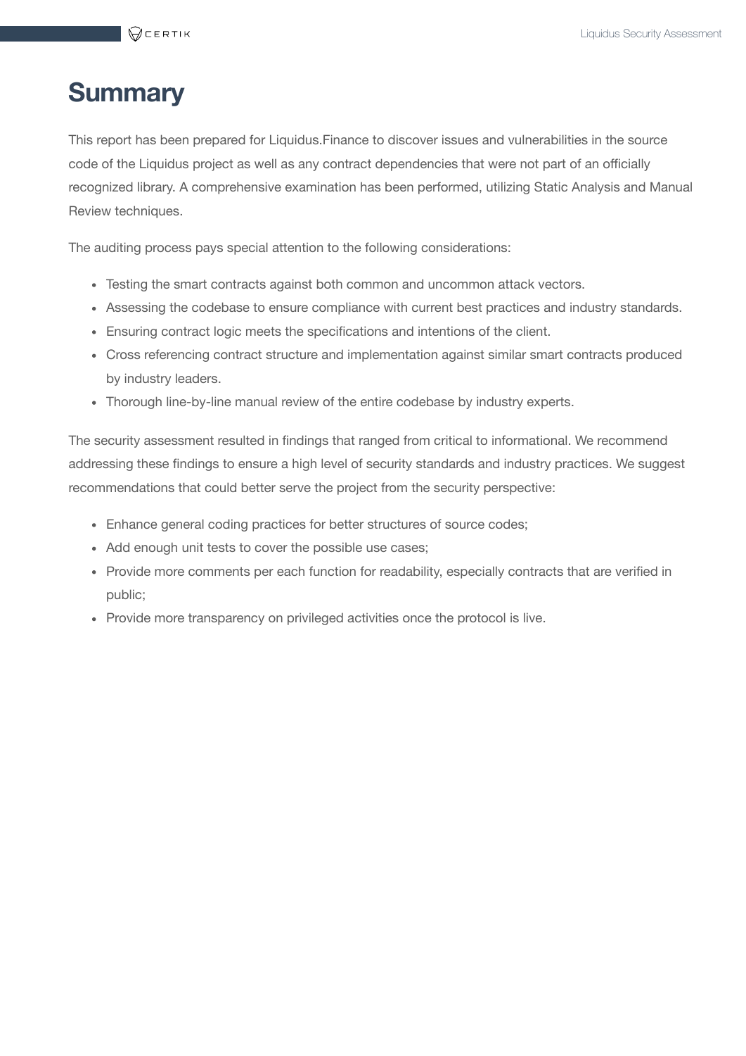# Summary

This report has been prepared for Liquidus.Finance to discover issues and vulnerabilities in the source code of the Liquidus project as well as any contract dependencies that were not part of an officially recognized library. A comprehensive examination has been performed, utilizing Static Analysis and Manual Review techniques.

The auditing process pays special attention to the following considerations:

- Testing the smart contracts against both common and uncommon attack vectors.
- Assessing the codebase to ensure compliance with current best practices and industry standards.
- Ensuring contract logic meets the specifications and intentions of the client.
- Cross referencing contract structure and implementation against similar smart contracts produced by industry leaders.
- Thorough line-by-line manual review of the entire codebase by industry experts.

The security assessment resulted in findings that ranged from critical to informational. We recommend addressing these findings to ensure a high level of security standards and industry practices. We suggest recommendations that could better serve the project from the security perspective:

- Enhance general coding practices for better structures of source codes;
- Add enough unit tests to cover the possible use cases;
- Provide more comments per each function for readability, especially contracts that are verified in public;
- Provide more transparency on privileged activities once the protocol is live.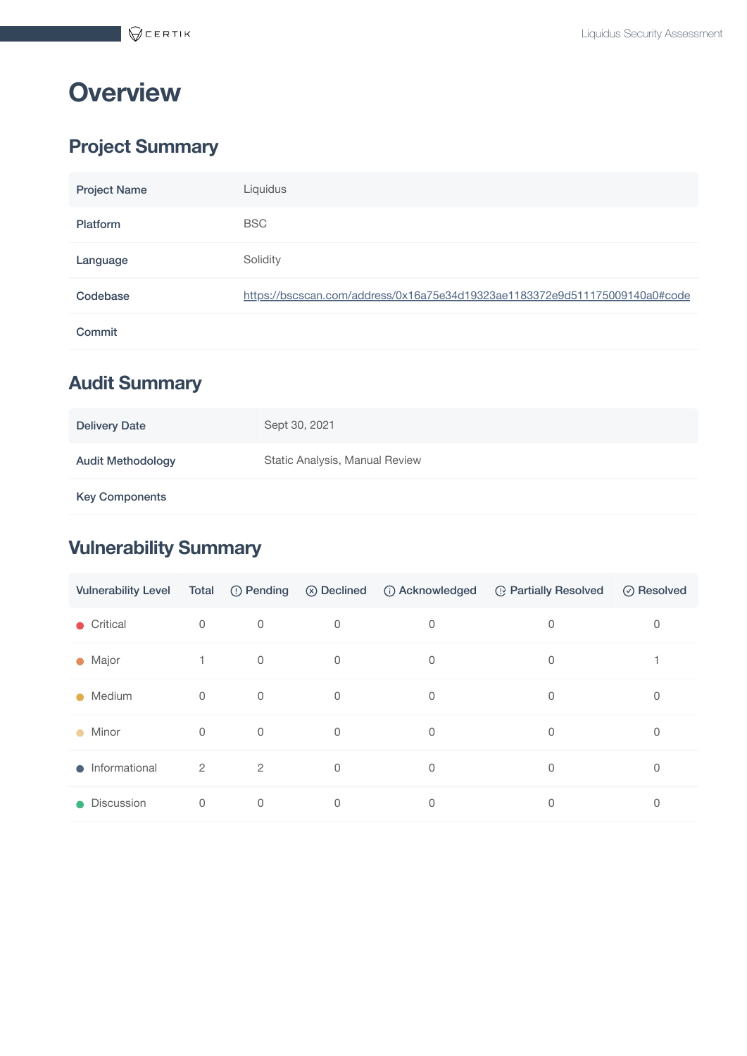# Overview

## Project Summary

| Project Name | Liquidus |
|---|---|
| Platform | BSC |
| Language | Solidity |
| Codebase | https://bscscan.com/address/0x16a75e34d19323ae1183372e9d511175009140a0#code |
| Commit | |

## Audit Summary

| Delivery Date | Sept 30, 2021 |
|---|---|
| Audit Methodology | Static Analysis, Manual Review |
| Key Components | |

## Vulnerability Summary

| Vulnerability Level | Total | Pending | Declined | Acknowledged | Partially Resolved | Resolved |
|---|---|---|---|---|---|---|
| Critical | 0 | 0 | 0 | 0 | 0 | 0 |
| Major | 1 | 0 | 0 | 0 | 0 | 1 |
| Medium | 0 | 0 | 0 | 0 | 0 | 0 |
| Minor | 0 | 0 | 0 | 0 | 0 | 0 |
| Informational | 2 | 2 | 0 | 0 | 0 | 0 |
| Discussion | 0 | 0 | 0 | 0 | 0 | 0 |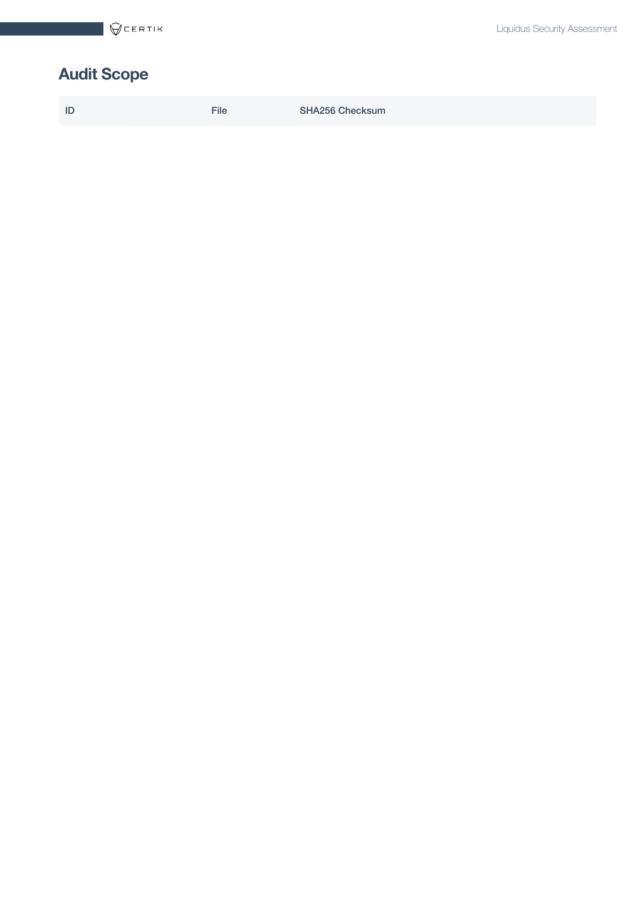## Audit Scope

| ID | File | SHA256 Checksum |
| --- | --- | --- |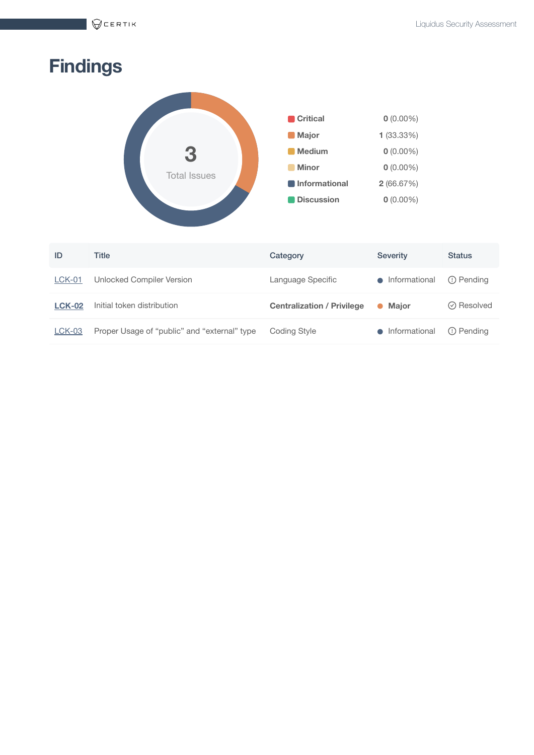# Findings

3
Total Issues

| Severity | Count |
|---|---|
| Critical | **0** (0.00%) |
| Major | **1** (33.33%) |
| Medium | **0** (0.00%) |
| Minor | **0** (0.00%) |
| Informational | **2** (66.67%) |
| Discussion | **0** (0.00%) |

| ID | Title | Category | Severity | Status |
|---|---|---|---|---|
| LCK-01 | Unlocked Compiler Version | Language Specific | Informational | Pending |
| **LCK-02** | Initial token distribution | **Centralization / Privilege** | **Major** | Resolved |
| LCK-03 | Proper Usage of “public” and “external” type | Coding Style | Informational | Pending |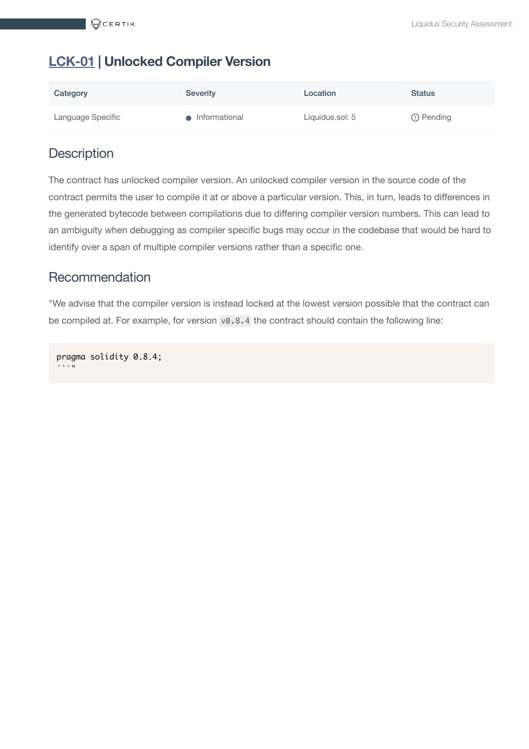## LCK-01 | Unlocked Compiler Version

| Category | Severity | Location | Status |
| --- | --- | --- | --- |
| Language Specific | Informational | Liquidus.sol: 5 | Pending |

### Description

The contract has unlocked compiler version. An unlocked compiler version in the source code of the contract permits the user to compile it at or above a particular version. This, in turn, leads to differences in the generated bytecode between compilations due to differing compiler version numbers. This can lead to an ambiguity when debugging as compiler specific bugs may occur in the codebase that would be hard to identify over a span of multiple compiler versions rather than a specific one.

### Recommendation

"We advise that the compiler version is instead locked at the lowest version possible that the contract can be compiled at. For example, for version `v0.8.4` the contract should contain the following line:

````
pragma solidity 0.8.4;
```"
````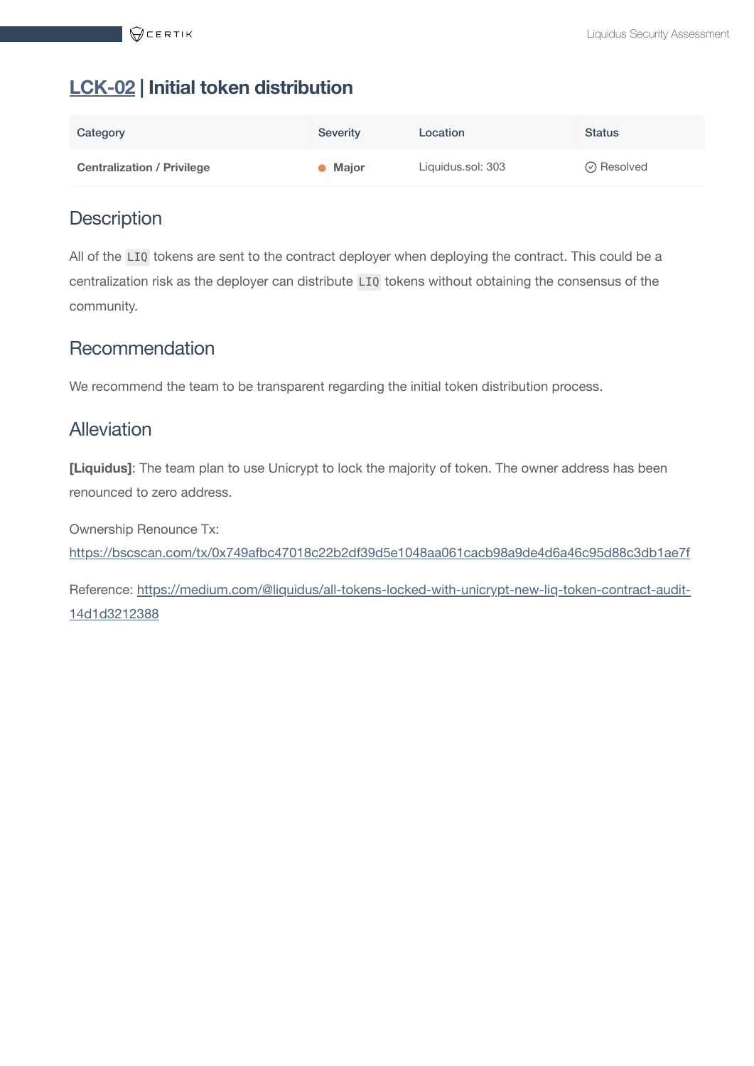## LCK-02 | Initial token distribution

| Category | Severity | Location | Status |
| --- | --- | --- | --- |
| Centralization / Privilege | Major | Liquidus.sol: 303 | Resolved |

### Description

All of the `LIQ` tokens are sent to the contract deployer when deploying the contract. This could be a centralization risk as the deployer can distribute `LIQ` tokens without obtaining the consensus of the community.

### Recommendation

We recommend the team to be transparent regarding the initial token distribution process.

### Alleviation

**[Liquidus]**: The team plan to use Unicrypt to lock the majority of token. The owner address has been renounced to zero address.

Ownership Renounce Tx:
https://bscscan.com/tx/0x749afbc47018c22b2df39d5e1048aa061cacb98a9de4d6a46c95d88c3db1ae7f

Reference: https://medium.com/@liquidus/all-tokens-locked-with-unicrypt-new-liq-token-contract-audit-14d1d3212388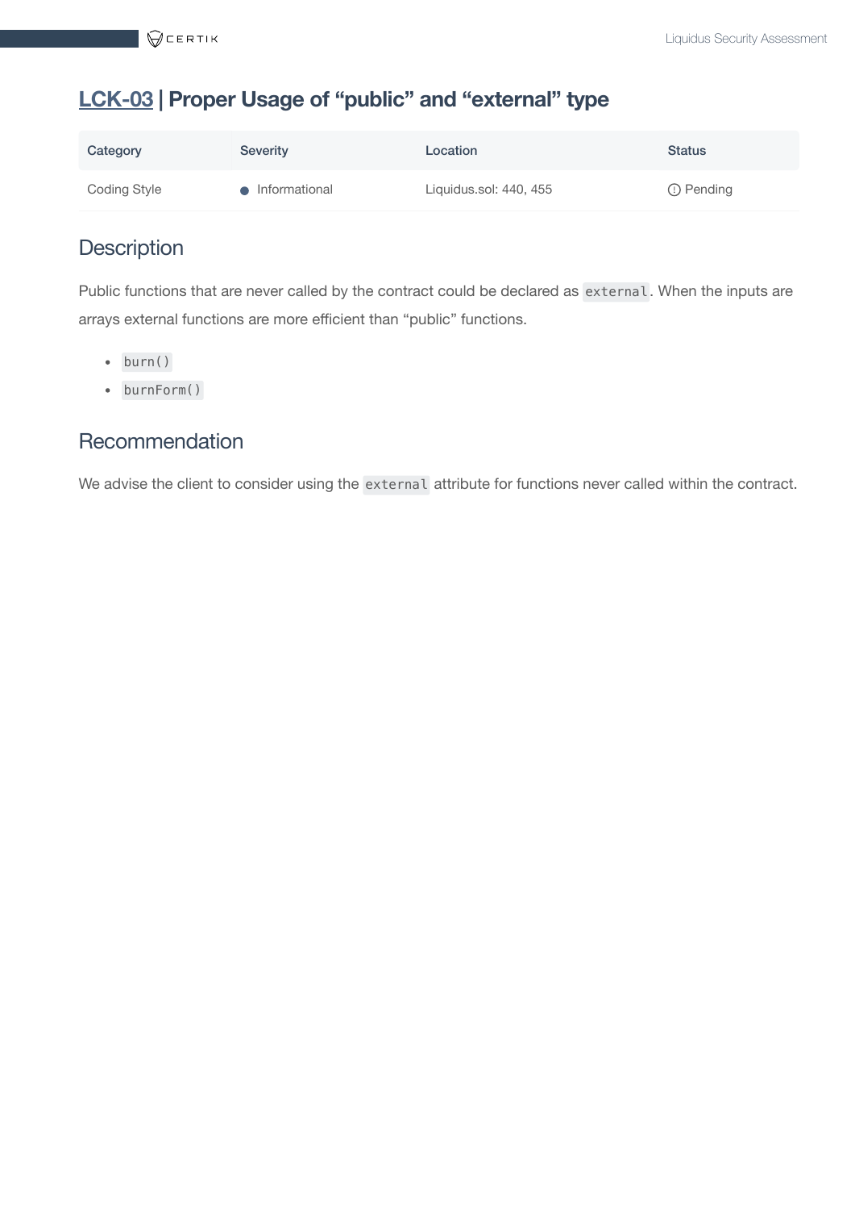## LCK-03 | Proper Usage of “public” and “external” type

| Category | Severity | Location | Status |
| --- | --- | --- | --- |
| Coding Style | Informational | Liquidus.sol: 440, 455 | Pending |

### Description

Public functions that are never called by the contract could be declared as `external`. When the inputs are arrays external functions are more efficient than “public” functions.

- `burn()`
- `burnForm()`

### Recommendation

We advise the client to consider using the `external` attribute for functions never called within the contract.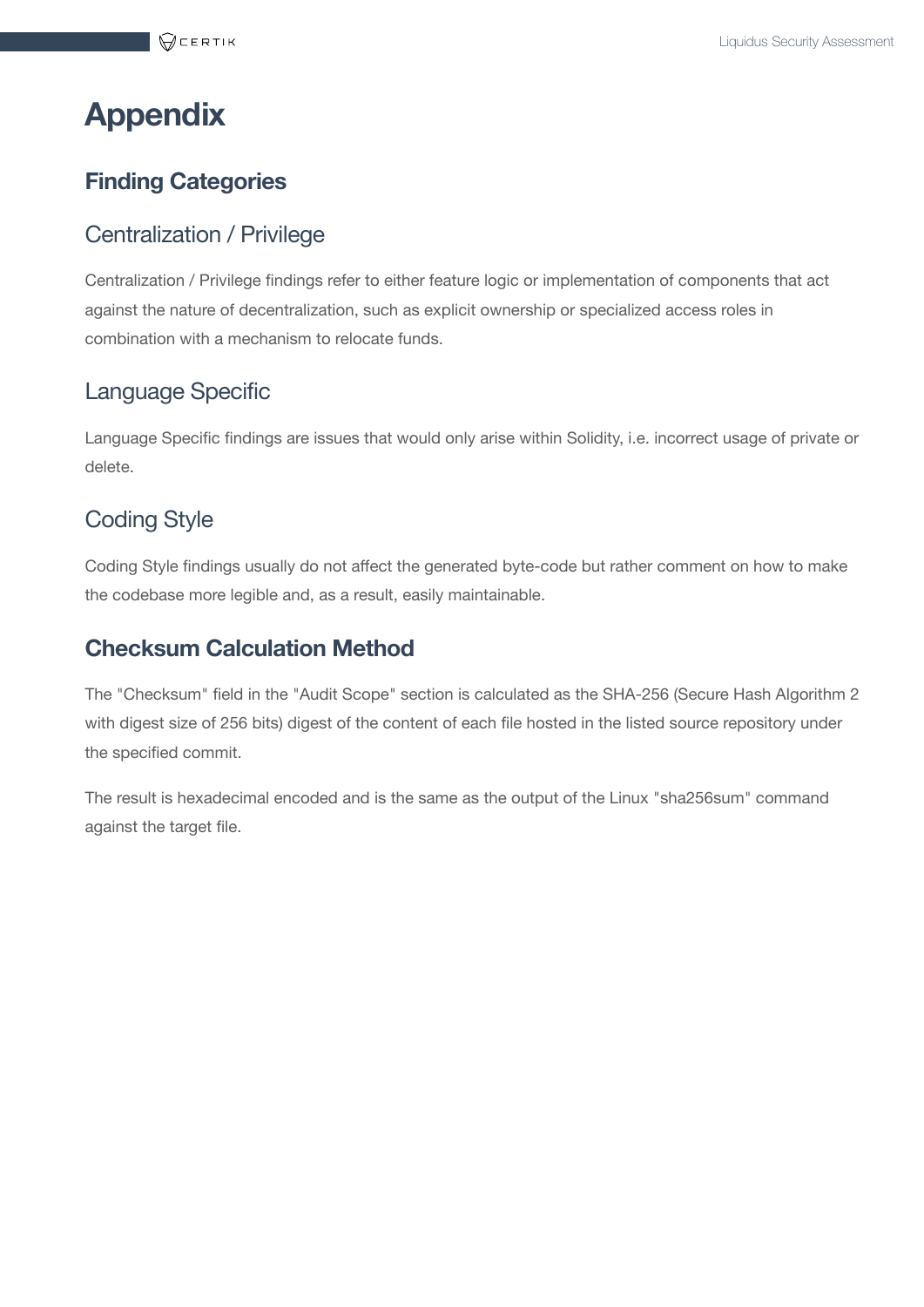# Appendix

## Finding Categories

### Centralization / Privilege

Centralization / Privilege findings refer to either feature logic or implementation of components that act against the nature of decentralization, such as explicit ownership or specialized access roles in combination with a mechanism to relocate funds.

### Language Specific

Language Specific findings are issues that would only arise within Solidity, i.e. incorrect usage of private or delete.

### Coding Style

Coding Style findings usually do not affect the generated byte-code but rather comment on how to make the codebase more legible and, as a result, easily maintainable.

## Checksum Calculation Method

The "Checksum" field in the "Audit Scope" section is calculated as the SHA-256 (Secure Hash Algorithm 2 with digest size of 256 bits) digest of the content of each file hosted in the listed source repository under the specified commit.

The result is hexadecimal encoded and is the same as the output of the Linux "sha256sum" command against the target file.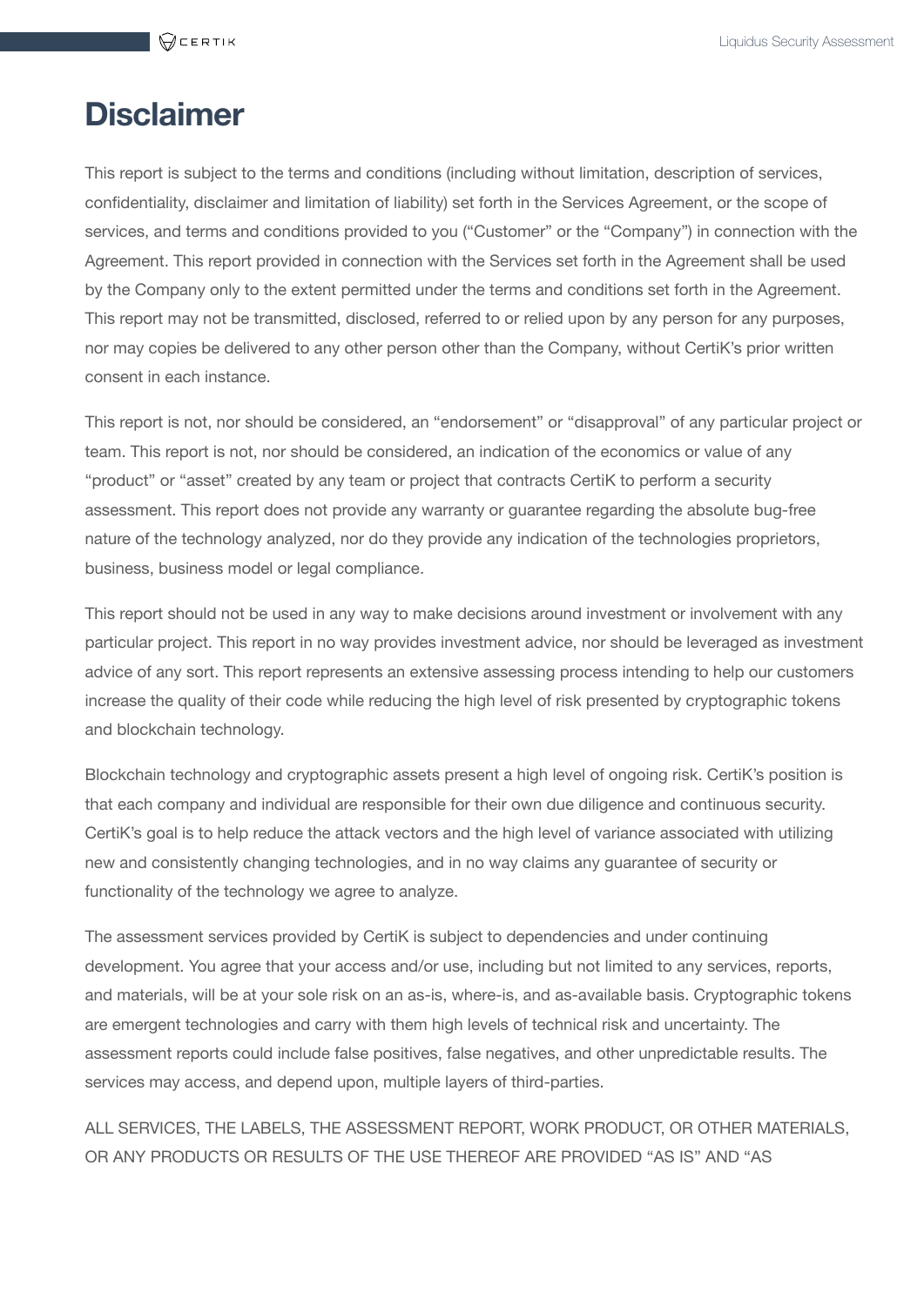# Disclaimer

This report is subject to the terms and conditions (including without limitation, description of services, confidentiality, disclaimer and limitation of liability) set forth in the Services Agreement, or the scope of services, and terms and conditions provided to you ("Customer" or the "Company") in connection with the Agreement. This report provided in connection with the Services set forth in the Agreement shall be used by the Company only to the extent permitted under the terms and conditions set forth in the Agreement. This report may not be transmitted, disclosed, referred to or relied upon by any person for any purposes, nor may copies be delivered to any other person other than the Company, without CertiK's prior written consent in each instance.

This report is not, nor should be considered, an "endorsement" or "disapproval" of any particular project or team. This report is not, nor should be considered, an indication of the economics or value of any "product" or "asset" created by any team or project that contracts CertiK to perform a security assessment. This report does not provide any warranty or guarantee regarding the absolute bug-free nature of the technology analyzed, nor do they provide any indication of the technologies proprietors, business, business model or legal compliance.

This report should not be used in any way to make decisions around investment or involvement with any particular project. This report in no way provides investment advice, nor should be leveraged as investment advice of any sort. This report represents an extensive assessing process intending to help our customers increase the quality of their code while reducing the high level of risk presented by cryptographic tokens and blockchain technology.

Blockchain technology and cryptographic assets present a high level of ongoing risk. CertiK's position is that each company and individual are responsible for their own due diligence and continuous security. CertiK's goal is to help reduce the attack vectors and the high level of variance associated with utilizing new and consistently changing technologies, and in no way claims any guarantee of security or functionality of the technology we agree to analyze.

The assessment services provided by CertiK is subject to dependencies and under continuing development. You agree that your access and/or use, including but not limited to any services, reports, and materials, will be at your sole risk on an as-is, where-is, and as-available basis. Cryptographic tokens are emergent technologies and carry with them high levels of technical risk and uncertainty. The assessment reports could include false positives, false negatives, and other unpredictable results. The services may access, and depend upon, multiple layers of third-parties.

ALL SERVICES, THE LABELS, THE ASSESSMENT REPORT, WORK PRODUCT, OR OTHER MATERIALS, OR ANY PRODUCTS OR RESULTS OF THE USE THEREOF ARE PROVIDED "AS IS" AND "AS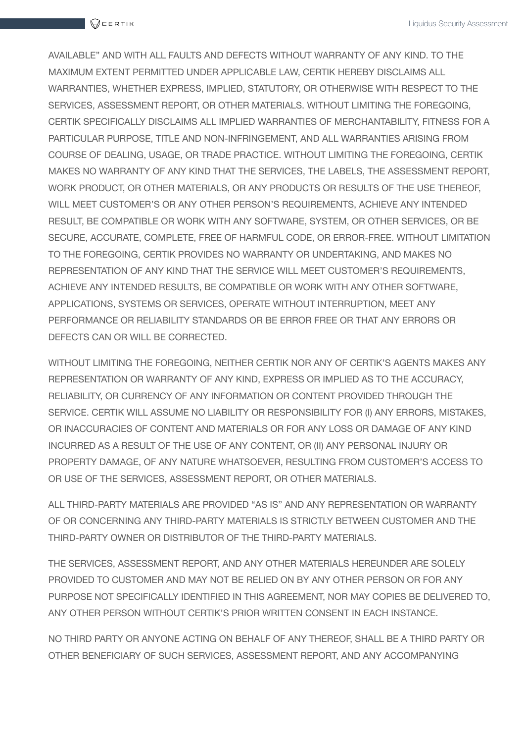AVAILABLE" AND WITH ALL FAULTS AND DEFECTS WITHOUT WARRANTY OF ANY KIND. TO THE MAXIMUM EXTENT PERMITTED UNDER APPLICABLE LAW, CERTIK HEREBY DISCLAIMS ALL WARRANTIES, WHETHER EXPRESS, IMPLIED, STATUTORY, OR OTHERWISE WITH RESPECT TO THE SERVICES, ASSESSMENT REPORT, OR OTHER MATERIALS. WITHOUT LIMITING THE FOREGOING, CERTIK SPECIFICALLY DISCLAIMS ALL IMPLIED WARRANTIES OF MERCHANTABILITY, FITNESS FOR A PARTICULAR PURPOSE, TITLE AND NON-INFRINGEMENT, AND ALL WARRANTIES ARISING FROM COURSE OF DEALING, USAGE, OR TRADE PRACTICE. WITHOUT LIMITING THE FOREGOING, CERTIK MAKES NO WARRANTY OF ANY KIND THAT THE SERVICES, THE LABELS, THE ASSESSMENT REPORT, WORK PRODUCT, OR OTHER MATERIALS, OR ANY PRODUCTS OR RESULTS OF THE USE THEREOF, WILL MEET CUSTOMER'S OR ANY OTHER PERSON'S REQUIREMENTS, ACHIEVE ANY INTENDED RESULT, BE COMPATIBLE OR WORK WITH ANY SOFTWARE, SYSTEM, OR OTHER SERVICES, OR BE SECURE, ACCURATE, COMPLETE, FREE OF HARMFUL CODE, OR ERROR-FREE. WITHOUT LIMITATION TO THE FOREGOING, CERTIK PROVIDES NO WARRANTY OR UNDERTAKING, AND MAKES NO REPRESENTATION OF ANY KIND THAT THE SERVICE WILL MEET CUSTOMER'S REQUIREMENTS, ACHIEVE ANY INTENDED RESULTS, BE COMPATIBLE OR WORK WITH ANY OTHER SOFTWARE, APPLICATIONS, SYSTEMS OR SERVICES, OPERATE WITHOUT INTERRUPTION, MEET ANY PERFORMANCE OR RELIABILITY STANDARDS OR BE ERROR FREE OR THAT ANY ERRORS OR DEFECTS CAN OR WILL BE CORRECTED.

WITHOUT LIMITING THE FOREGOING, NEITHER CERTIK NOR ANY OF CERTIK'S AGENTS MAKES ANY REPRESENTATION OR WARRANTY OF ANY KIND, EXPRESS OR IMPLIED AS TO THE ACCURACY, RELIABILITY, OR CURRENCY OF ANY INFORMATION OR CONTENT PROVIDED THROUGH THE SERVICE. CERTIK WILL ASSUME NO LIABILITY OR RESPONSIBILITY FOR (I) ANY ERRORS, MISTAKES, OR INACCURACIES OF CONTENT AND MATERIALS OR FOR ANY LOSS OR DAMAGE OF ANY KIND INCURRED AS A RESULT OF THE USE OF ANY CONTENT, OR (II) ANY PERSONAL INJURY OR PROPERTY DAMAGE, OF ANY NATURE WHATSOEVER, RESULTING FROM CUSTOMER'S ACCESS TO OR USE OF THE SERVICES, ASSESSMENT REPORT, OR OTHER MATERIALS.

ALL THIRD-PARTY MATERIALS ARE PROVIDED "AS IS" AND ANY REPRESENTATION OR WARRANTY OF OR CONCERNING ANY THIRD-PARTY MATERIALS IS STRICTLY BETWEEN CUSTOMER AND THE THIRD-PARTY OWNER OR DISTRIBUTOR OF THE THIRD-PARTY MATERIALS.

THE SERVICES, ASSESSMENT REPORT, AND ANY OTHER MATERIALS HEREUNDER ARE SOLELY PROVIDED TO CUSTOMER AND MAY NOT BE RELIED ON BY ANY OTHER PERSON OR FOR ANY PURPOSE NOT SPECIFICALLY IDENTIFIED IN THIS AGREEMENT, NOR MAY COPIES BE DELIVERED TO, ANY OTHER PERSON WITHOUT CERTIK'S PRIOR WRITTEN CONSENT IN EACH INSTANCE.

NO THIRD PARTY OR ANYONE ACTING ON BEHALF OF ANY THEREOF, SHALL BE A THIRD PARTY OR OTHER BENEFICIARY OF SUCH SERVICES, ASSESSMENT REPORT, AND ANY ACCOMPANYING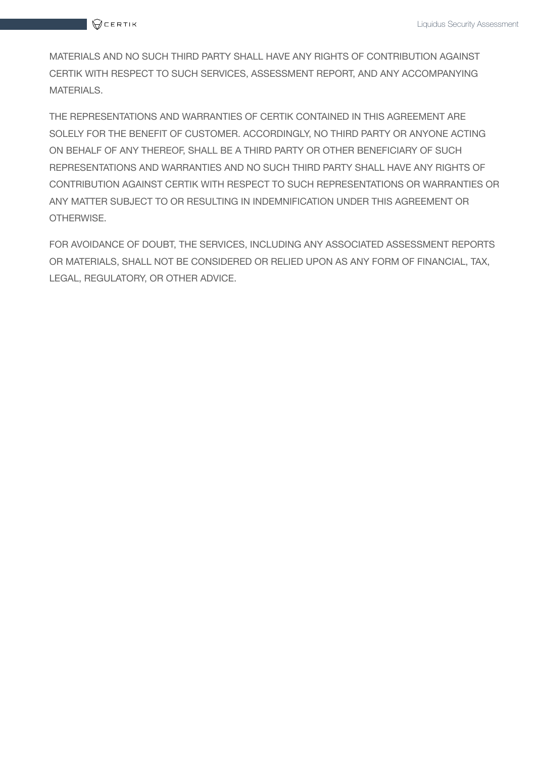MATERIALS AND NO SUCH THIRD PARTY SHALL HAVE ANY RIGHTS OF CONTRIBUTION AGAINST CERTIK WITH RESPECT TO SUCH SERVICES, ASSESSMENT REPORT, AND ANY ACCOMPANYING MATERIALS.

THE REPRESENTATIONS AND WARRANTIES OF CERTIK CONTAINED IN THIS AGREEMENT ARE SOLELY FOR THE BENEFIT OF CUSTOMER. ACCORDINGLY, NO THIRD PARTY OR ANYONE ACTING ON BEHALF OF ANY THEREOF, SHALL BE A THIRD PARTY OR OTHER BENEFICIARY OF SUCH REPRESENTATIONS AND WARRANTIES AND NO SUCH THIRD PARTY SHALL HAVE ANY RIGHTS OF CONTRIBUTION AGAINST CERTIK WITH RESPECT TO SUCH REPRESENTATIONS OR WARRANTIES OR ANY MATTER SUBJECT TO OR RESULTING IN INDEMNIFICATION UNDER THIS AGREEMENT OR OTHERWISE.

FOR AVOIDANCE OF DOUBT, THE SERVICES, INCLUDING ANY ASSOCIATED ASSESSMENT REPORTS OR MATERIALS, SHALL NOT BE CONSIDERED OR RELIED UPON AS ANY FORM OF FINANCIAL, TAX, LEGAL, REGULATORY, OR OTHER ADVICE.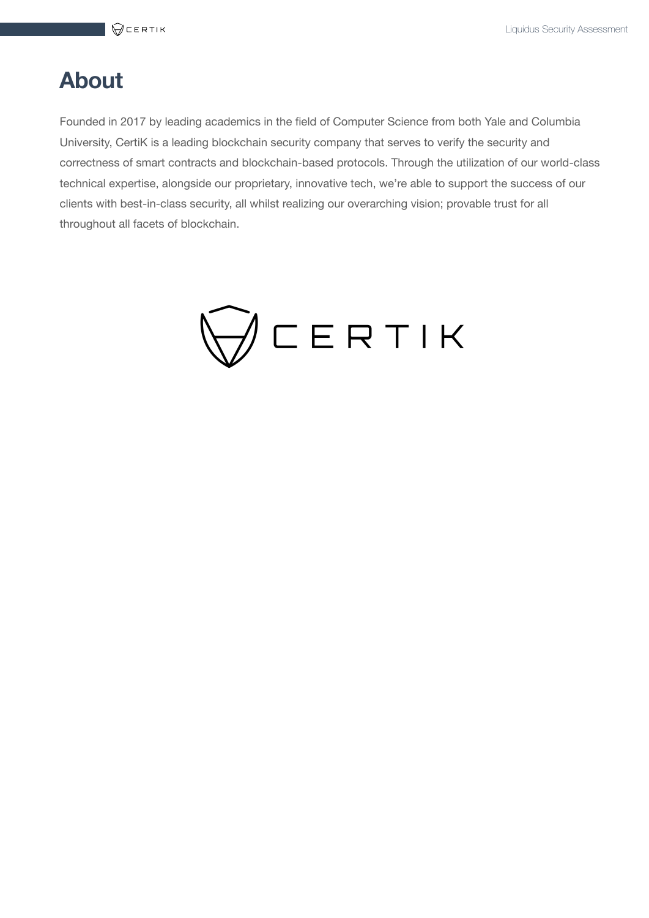# About

Founded in 2017 by leading academics in the field of Computer Science from both Yale and Columbia University, CertiK is a leading blockchain security company that serves to verify the security and correctness of smart contracts and blockchain-based protocols. Through the utilization of our world-class technical expertise, alongside our proprietary, innovative tech, we're able to support the success of our clients with best-in-class security, all whilst realizing our overarching vision; provable trust for all throughout all facets of blockchain.